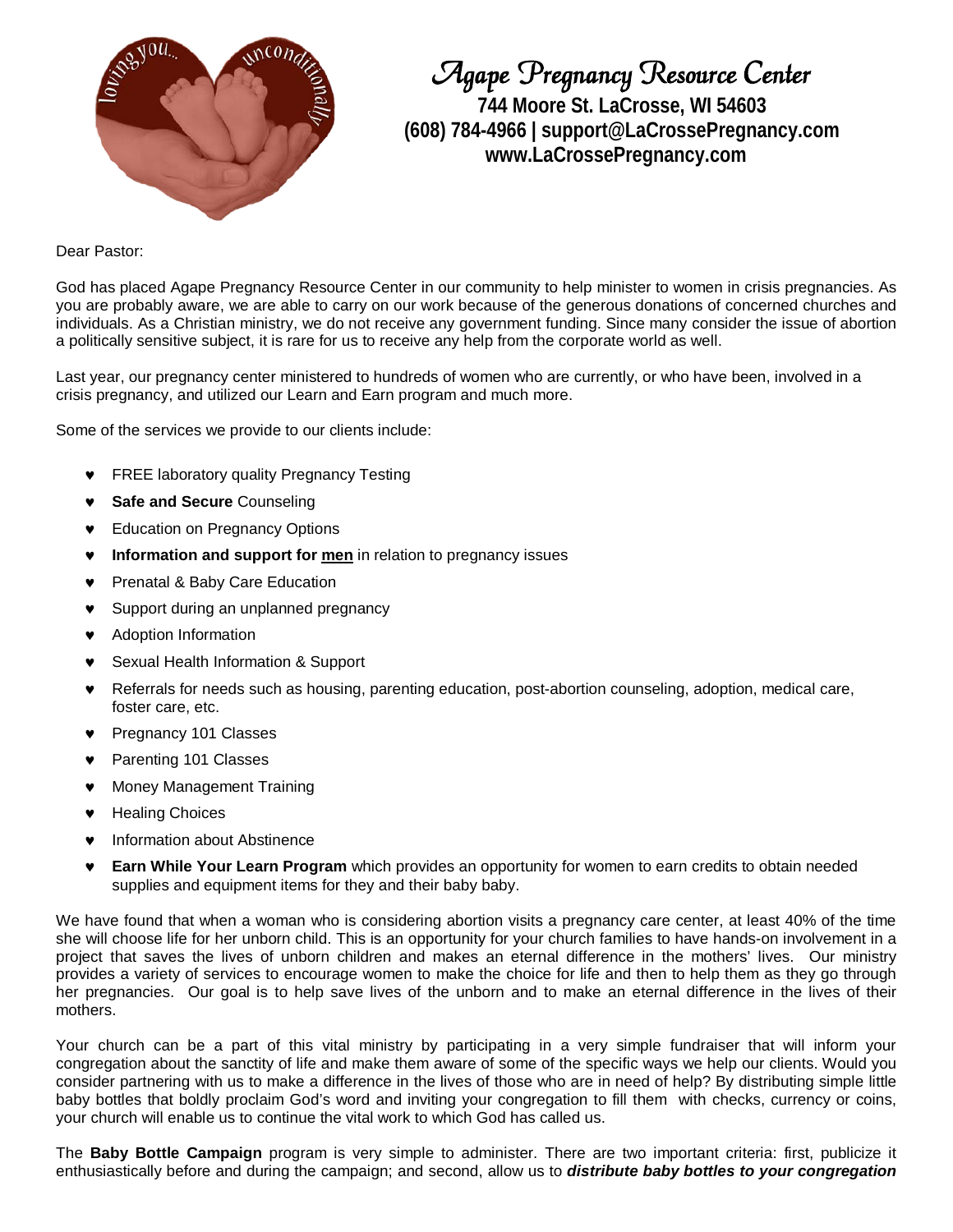# Agape Pregnancy Resource Center

**744 Moore St. LaCrosse, WI 54603**
**(608) 784-4966 | support@LaCrossePregnancy.com**
**www.LaCrossePregnancy.com**

Dear Pastor:

God has placed Agape Pregnancy Resource Center in our community to help minister to women in crisis pregnancies. As you are probably aware, we are able to carry on our work because of the generous donations of concerned churches and individuals. As a Christian ministry, we do not receive any government funding. Since many consider the issue of abortion a politically sensitive subject, it is rare for us to receive any help from the corporate world as well.

Last year, our pregnancy center ministered to hundreds of women who are currently, or who have been, involved in a crisis pregnancy, and utilized our Learn and Earn program and much more.

Some of the services we provide to our clients include:

- FREE laboratory quality Pregnancy Testing
- **Safe and Secure** Counseling
- Education on Pregnancy Options
- **Information and support for <u>men</u>** in relation to pregnancy issues
- Prenatal & Baby Care Education
- Support during an unplanned pregnancy
- Adoption Information
- Sexual Health Information & Support
- Referrals for needs such as housing, parenting education, post-abortion counseling, adoption, medical care, foster care, etc.
- Pregnancy 101 Classes
- Parenting 101 Classes
- Money Management Training
- Healing Choices
- Information about Abstinence
- **Earn While Your Learn Program** which provides an opportunity for women to earn credits to obtain needed supplies and equipment items for they and their baby baby.

We have found that when a woman who is considering abortion visits a pregnancy care center, at least 40% of the time she will choose life for her unborn child. This is an opportunity for your church families to have hands-on involvement in a project that saves the lives of unborn children and makes an eternal difference in the mothers' lives. Our ministry provides a variety of services to encourage women to make the choice for life and then to help them as they go through her pregnancies. Our goal is to help save lives of the unborn and to make an eternal difference in the lives of their mothers.

Your church can be a part of this vital ministry by participating in a very simple fundraiser that will inform your congregation about the sanctity of life and make them aware of some of the specific ways we help our clients. Would you consider partnering with us to make a difference in the lives of those who are in need of help? By distributing simple little baby bottles that boldly proclaim God's word and inviting your congregation to fill them with checks, currency or coins, your church will enable us to continue the vital work to which God has called us.

The **Baby Bottle Campaign** program is very simple to administer. There are two important criteria: first, publicize it enthusiastically before and during the campaign; and second, allow us to ***distribute baby bottles to your congregation***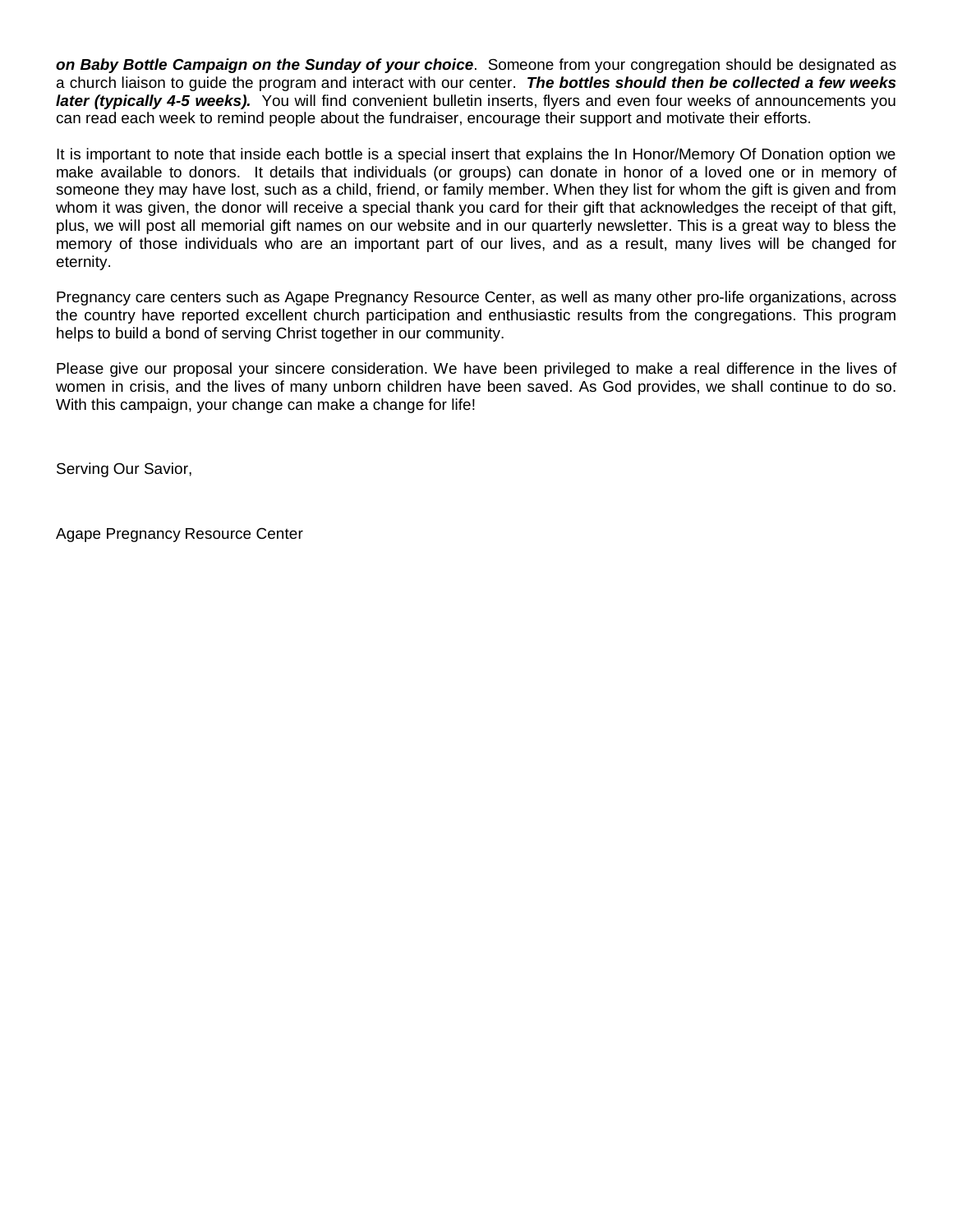***on Baby Bottle Campaign on the Sunday of your choice***. Someone from your congregation should be designated as a church liaison to guide the program and interact with our center. ***The bottles should then be collected a few weeks later (typically 4-5 weeks).*** You will find convenient bulletin inserts, flyers and even four weeks of announcements you can read each week to remind people about the fundraiser, encourage their support and motivate their efforts.

It is important to note that inside each bottle is a special insert that explains the In Honor/Memory Of Donation option we make available to donors. It details that individuals (or groups) can donate in honor of a loved one or in memory of someone they may have lost, such as a child, friend, or family member. When they list for whom the gift is given and from whom it was given, the donor will receive a special thank you card for their gift that acknowledges the receipt of that gift, plus, we will post all memorial gift names on our website and in our quarterly newsletter. This is a great way to bless the memory of those individuals who are an important part of our lives, and as a result, many lives will be changed for eternity.

Pregnancy care centers such as Agape Pregnancy Resource Center, as well as many other pro-life organizations, across the country have reported excellent church participation and enthusiastic results from the congregations. This program helps to build a bond of serving Christ together in our community.

Please give our proposal your sincere consideration. We have been privileged to make a real difference in the lives of women in crisis, and the lives of many unborn children have been saved. As God provides, we shall continue to do so. With this campaign, your change can make a change for life!

Serving Our Savior,

Agape Pregnancy Resource Center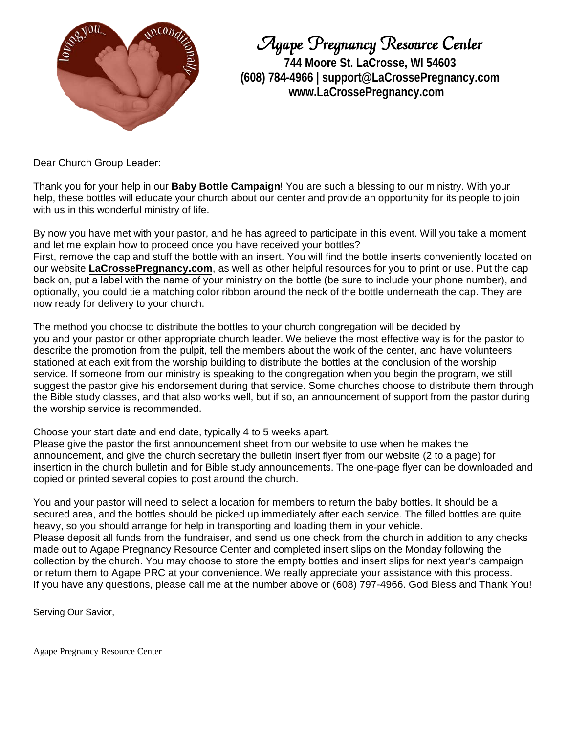# Agape Pregnancy Resource Center

**744 Moore St. LaCrosse, WI 54603**
**(608) 784-4966 | support@LaCrossePregnancy.com**
**www.LaCrossePregnancy.com**

Dear Church Group Leader:

Thank you for your help in our **Baby Bottle Campaign**! You are such a blessing to our ministry. With your help, these bottles will educate your church about our center and provide an opportunity for its people to join with us in this wonderful ministry of life.

By now you have met with your pastor, and he has agreed to participate in this event. Will you take a moment and let me explain how to proceed once you have received your bottles?
First, remove the cap and stuff the bottle with an insert. You will find the bottle inserts conveniently located on our website **LaCrossePregnancy.com**, as well as other helpful resources for you to print or use. Put the cap back on, put a label with the name of your ministry on the bottle (be sure to include your phone number), and optionally, you could tie a matching color ribbon around the neck of the bottle underneath the cap. They are now ready for delivery to your church.

The method you choose to distribute the bottles to your church congregation will be decided by you and your pastor or other appropriate church leader. We believe the most effective way is for the pastor to describe the promotion from the pulpit, tell the members about the work of the center, and have volunteers stationed at each exit from the worship building to distribute the bottles at the conclusion of the worship service. If someone from our ministry is speaking to the congregation when you begin the program, we still suggest the pastor give his endorsement during that service. Some churches choose to distribute them through the Bible study classes, and that also works well, but if so, an announcement of support from the pastor during the worship service is recommended.

Choose your start date and end date, typically 4 to 5 weeks apart.
Please give the pastor the first announcement sheet from our website to use when he makes the announcement, and give the church secretary the bulletin insert flyer from our website (2 to a page) for insertion in the church bulletin and for Bible study announcements. The one-page flyer can be downloaded and copied or printed several copies to post around the church.

You and your pastor will need to select a location for members to return the baby bottles. It should be a secured area, and the bottles should be picked up immediately after each service. The filled bottles are quite heavy, so you should arrange for help in transporting and loading them in your vehicle.
Please deposit all funds from the fundraiser, and send us one check from the church in addition to any checks made out to Agape Pregnancy Resource Center and completed insert slips on the Monday following the collection by the church. You may choose to store the empty bottles and insert slips for next year's campaign or return them to Agape PRC at your convenience. We really appreciate your assistance with this process.
If you have any questions, please call me at the number above or (608) 797-4966. God Bless and Thank You!

Serving Our Savior,

Agape Pregnancy Resource Center